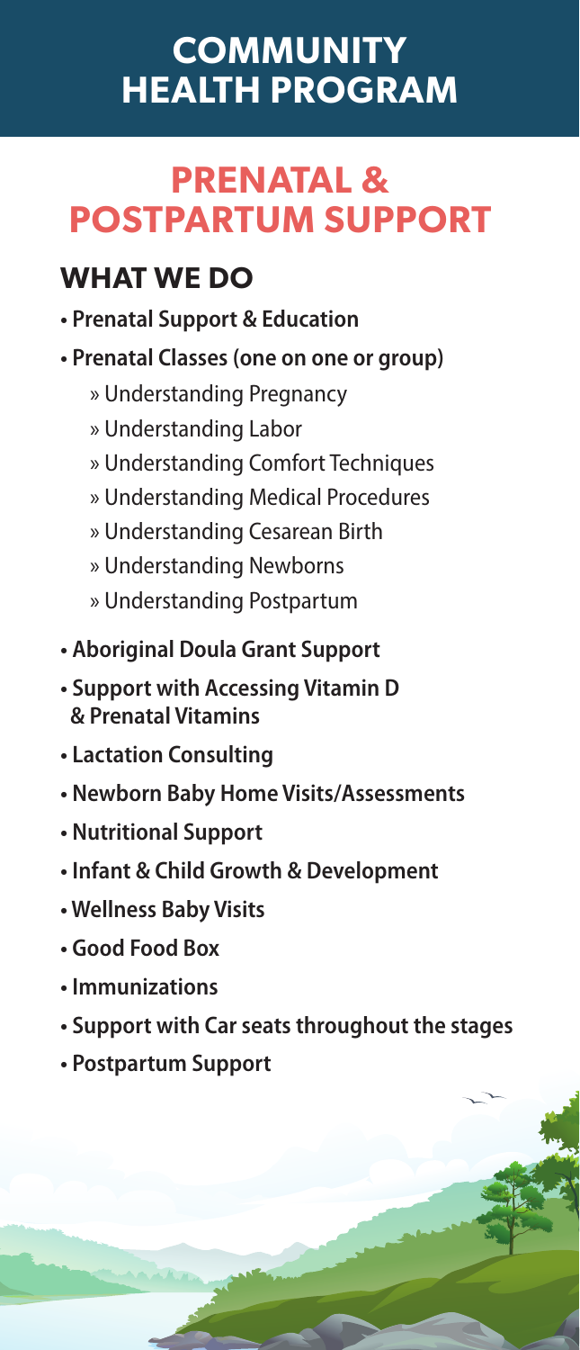# COMMUNITY HEALTH PROGRAM

## PRENATAL & POSTPARTUM SUPPORT

### WHAT WE DO

- **Prenatal Support & Education**
- **Prenatal Classes (one on one or group)**
  - » Understanding Pregnancy
  - » Understanding Labor
  - » Understanding Comfort Techniques
  - » Understanding Medical Procedures
  - » Understanding Cesarean Birth
  - » Understanding Newborns
  - » Understanding Postpartum
- **Aboriginal Doula Grant Support**
- **Support with Accessing Vitamin D & Prenatal Vitamins**
- **Lactation Consulting**
- **Newborn Baby Home Visits/Assessments**
- **Nutritional Support**
- **Infant & Child Growth & Development**
- **Wellness Baby Visits**
- **Good Food Box**
- **Immunizations**
- **Support with Car seats throughout the stages**
- **Postpartum Support**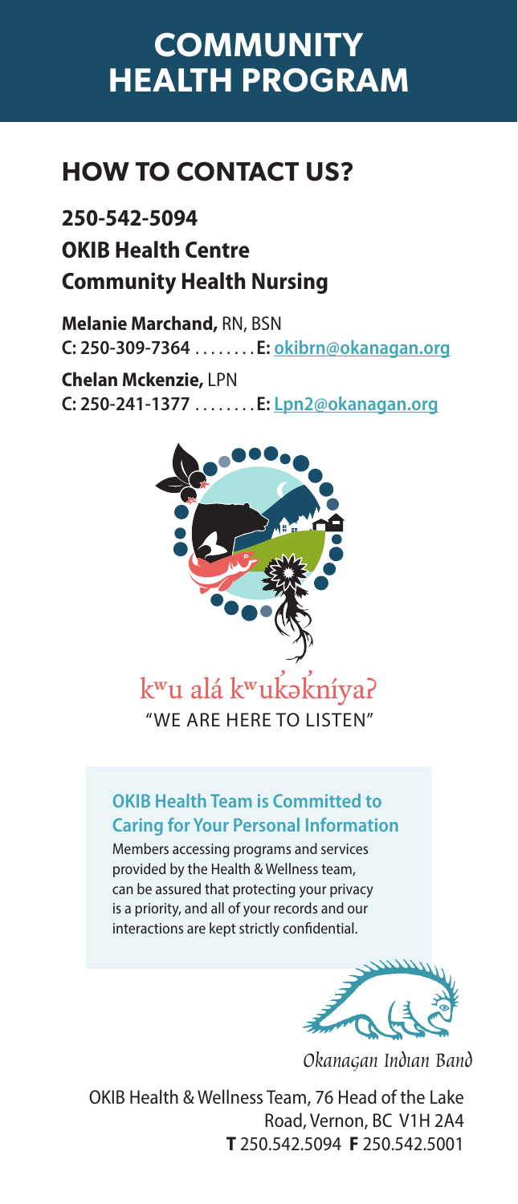# COMMUNITY HEALTH PROGRAM

## HOW TO CONTACT US?

### 250-542-5094
### OKIB Health Centre
### Community Health Nursing

**Melanie Marchand,** RN, BSN
**C: 250-309-7364** ........ **E: okibrn@okanagan.org**

**Chelan Mckenzie,** LPN
**C: 250-241-1377** ........ **E: Lpn2@okanagan.org**

kʷu alá kʷuk̓ək̓níyaʔ
"WE ARE HERE TO LISTEN"

### OKIB Health Team is Committed to Caring for Your Personal Information

Members accessing programs and services provided by the Health & Wellness team, can be assured that protecting your privacy is a priority, and all of your records and our interactions are kept strictly confidential.

*Okanagan Indian Band*

OKIB Health & Wellness Team, 76 Head of the Lake Road, Vernon, BC V1H 2A4
**T** 250.542.5094 **F** 250.542.5001